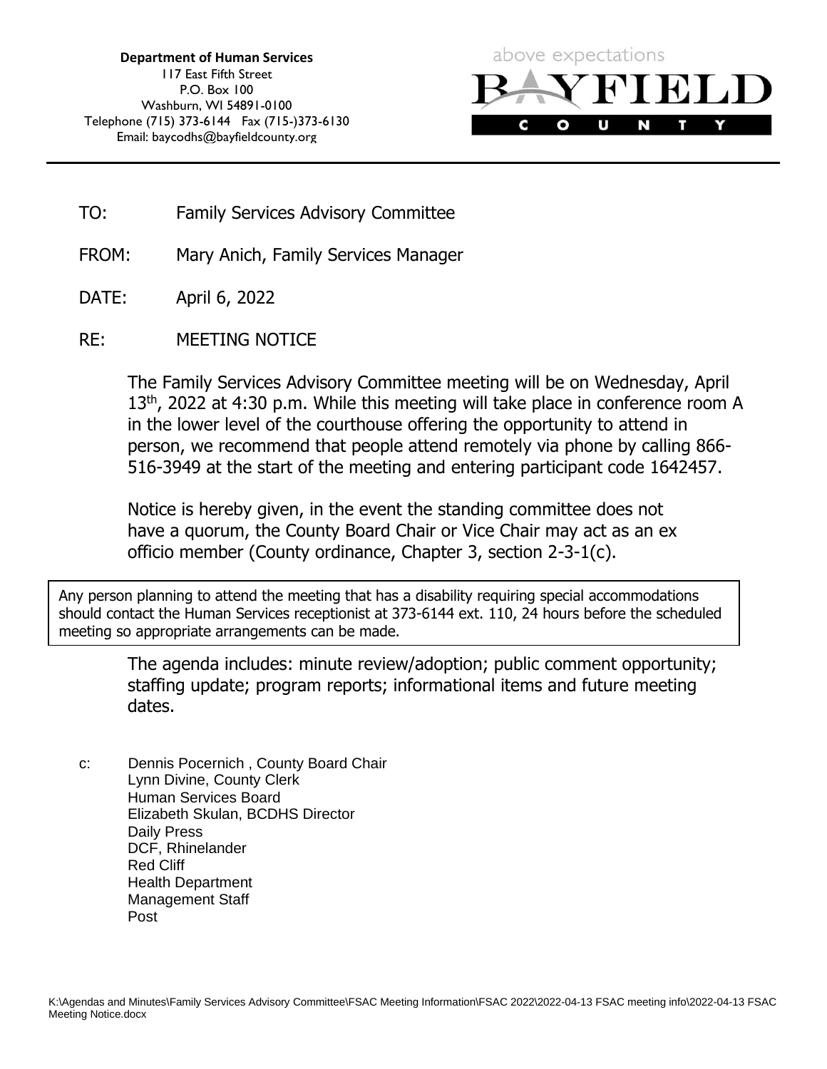**Department of Human Services**
117 East Fifth Street
P.O. Box 100
Washburn, WI 54891-0100
Telephone (715) 373-6144 Fax (715-)373-6130
Email: baycodhs@bayfieldcounty.org

above expectations
BAYFIELD COUNTY

---

TO: Family Services Advisory Committee

FROM: Mary Anich, Family Services Manager

DATE: April 6, 2022

RE: MEETING NOTICE

The Family Services Advisory Committee meeting will be on Wednesday, April 13th, 2022 at 4:30 p.m. While this meeting will take place in conference room A in the lower level of the courthouse offering the opportunity to attend in person, we recommend that people attend remotely via phone by calling 866-516-3949 at the start of the meeting and entering participant code 1642457.

Notice is hereby given, in the event the standing committee does not have a quorum, the County Board Chair or Vice Chair may act as an ex officio member (County ordinance, Chapter 3, section 2-3-1(c).

> Any person planning to attend the meeting that has a disability requiring special accommodations should contact the Human Services receptionist at 373-6144 ext. 110, 24 hours before the scheduled meeting so appropriate arrangements can be made.

The agenda includes: minute review/adoption; public comment opportunity; staffing update; program reports; informational items and future meeting dates.

c: Dennis Pocernich , County Board Chair
Lynn Divine, County Clerk
Human Services Board
Elizabeth Skulan, BCDHS Director
Daily Press
DCF, Rhinelander
Red Cliff
Health Department
Management Staff
Post

K:\Agendas and Minutes\Family Services Advisory Committee\FSAC Meeting Information\FSAC 2022\2022-04-13 FSAC meeting info\2022-04-13 FSAC Meeting Notice.docx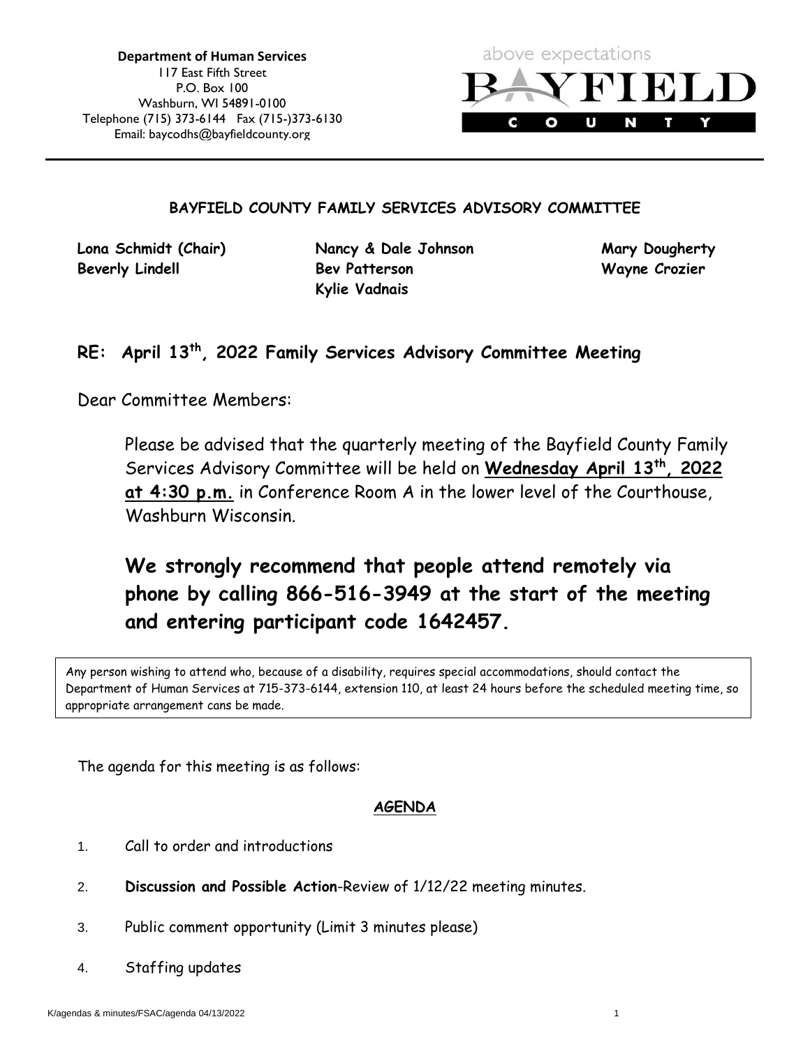**Department of Human Services**
117 East Fifth Street
P.O. Box 100
Washburn, WI 54891-0100
Telephone (715) 373-6144 Fax (715-)373-6130
Email: baycodhs@bayfieldcounty.org

above expectations
BAYFIELD COUNTY

**BAYFIELD COUNTY FAMILY SERVICES ADVISORY COMMITTEE**

**Lona Schmidt (Chair)**
**Beverly Lindell**
**Nancy & Dale Johnson**
**Bev Patterson**
**Kylie Vadnais**
**Mary Dougherty**
**Wayne Crozier**

## RE: April 13th, 2022 Family Services Advisory Committee Meeting

Dear Committee Members:

Please be advised that the quarterly meeting of the Bayfield County Family Services Advisory Committee will be held on **Wednesday April 13th, 2022 at 4:30 p.m.** in Conference Room A in the lower level of the Courthouse, Washburn Wisconsin.

## We strongly recommend that people attend remotely via phone by calling 866-516-3949 at the start of the meeting and entering participant code 1642457.

Any person wishing to attend who, because of a disability, requires special accommodations, should contact the Department of Human Services at 715-373-6144, extension 110, at least 24 hours before the scheduled meeting time, so appropriate arrangement cans be made.

The agenda for this meeting is as follows:

### AGENDA

1. Call to order and introductions
2. **Discussion and Possible Action**-Review of 1/12/22 meeting minutes.
3. Public comment opportunity (Limit 3 minutes please)
4. Staffing updates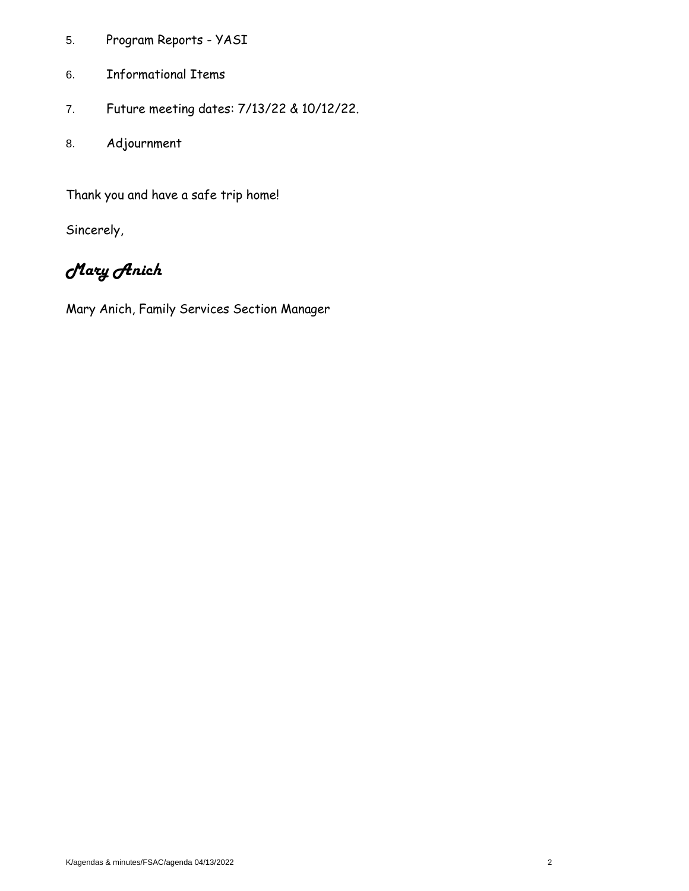5. Program Reports - YASI

6. Informational Items

7. Future meeting dates: 7/13/22 & 10/12/22.

8. Adjournment

Thank you and have a safe trip home!

Sincerely,

*Mary Anich*

Mary Anich, Family Services Section Manager

K/agendas & minutes/FSAC/agenda 04/13/2022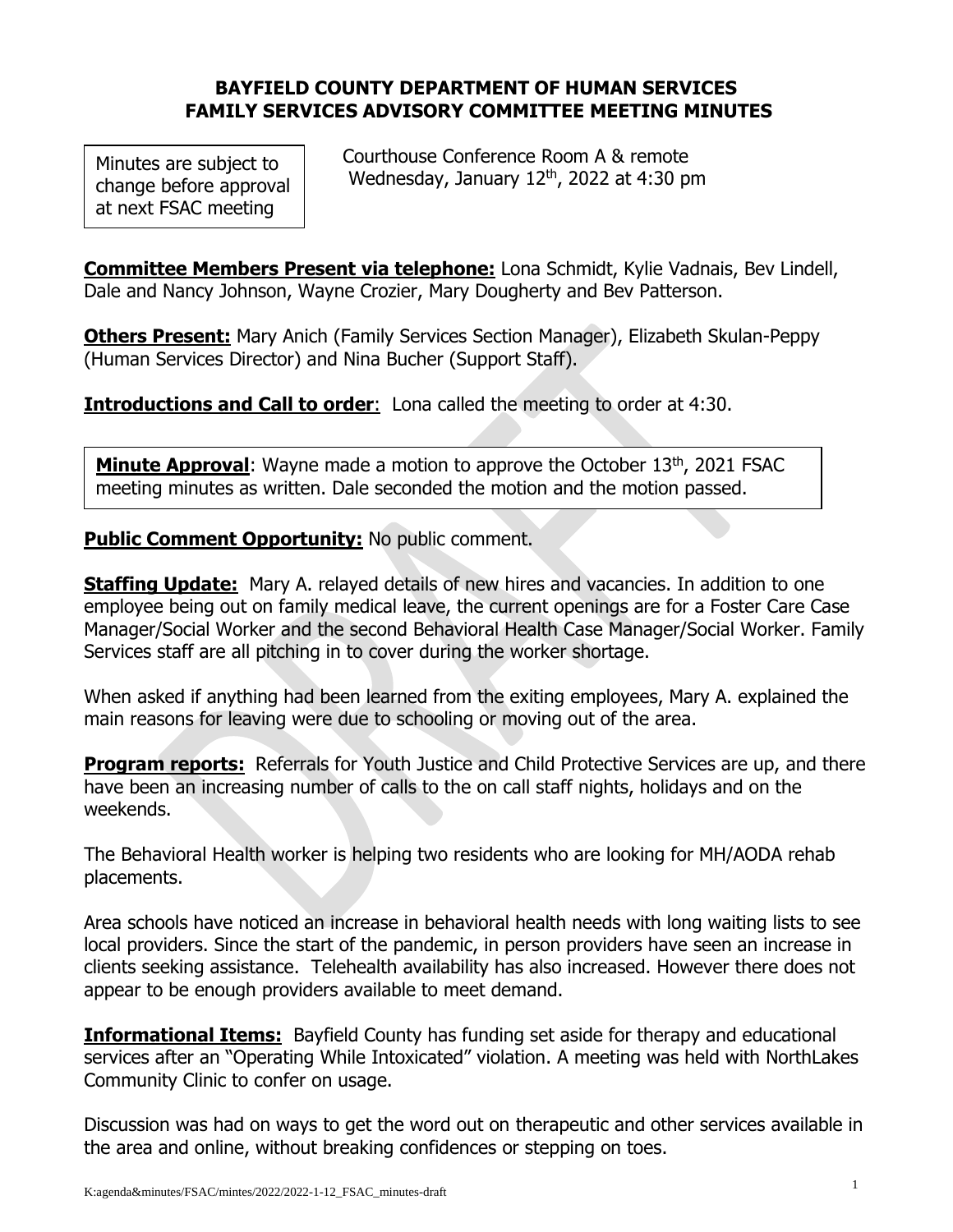# BAYFIELD COUNTY DEPARTMENT OF HUMAN SERVICES
# FAMILY SERVICES ADVISORY COMMITTEE MEETING MINUTES

Minutes are subject to change before approval at next FSAC meeting

Courthouse Conference Room A & remote
Wednesday, January 12th, 2022 at 4:30 pm

**Committee Members Present via telephone:** Lona Schmidt, Kylie Vadnais, Bev Lindell, Dale and Nancy Johnson, Wayne Crozier, Mary Dougherty and Bev Patterson.

**Others Present:** Mary Anich (Family Services Section Manager), Elizabeth Skulan-Peppy (Human Services Director) and Nina Bucher (Support Staff).

**Introductions and Call to order**: Lona called the meeting to order at 4:30.

**Minute Approval**: Wayne made a motion to approve the October 13th, 2021 FSAC meeting minutes as written. Dale seconded the motion and the motion passed.

**Public Comment Opportunity:** No public comment.

**Staffing Update:** Mary A. relayed details of new hires and vacancies. In addition to one employee being out on family medical leave, the current openings are for a Foster Care Case Manager/Social Worker and the second Behavioral Health Case Manager/Social Worker. Family Services staff are all pitching in to cover during the worker shortage.

When asked if anything had been learned from the exiting employees, Mary A. explained the main reasons for leaving were due to schooling or moving out of the area.

**Program reports:** Referrals for Youth Justice and Child Protective Services are up, and there have been an increasing number of calls to the on call staff nights, holidays and on the weekends.

The Behavioral Health worker is helping two residents who are looking for MH/AODA rehab placements.

Area schools have noticed an increase in behavioral health needs with long waiting lists to see local providers. Since the start of the pandemic, in person providers have seen an increase in clients seeking assistance. Telehealth availability has also increased. However there does not appear to be enough providers available to meet demand.

**Informational Items:** Bayfield County has funding set aside for therapy and educational services after an "Operating While Intoxicated" violation. A meeting was held with NorthLakes Community Clinic to confer on usage.

Discussion was had on ways to get the word out on therapeutic and other services available in the area and online, without breaking confidences or stepping on toes.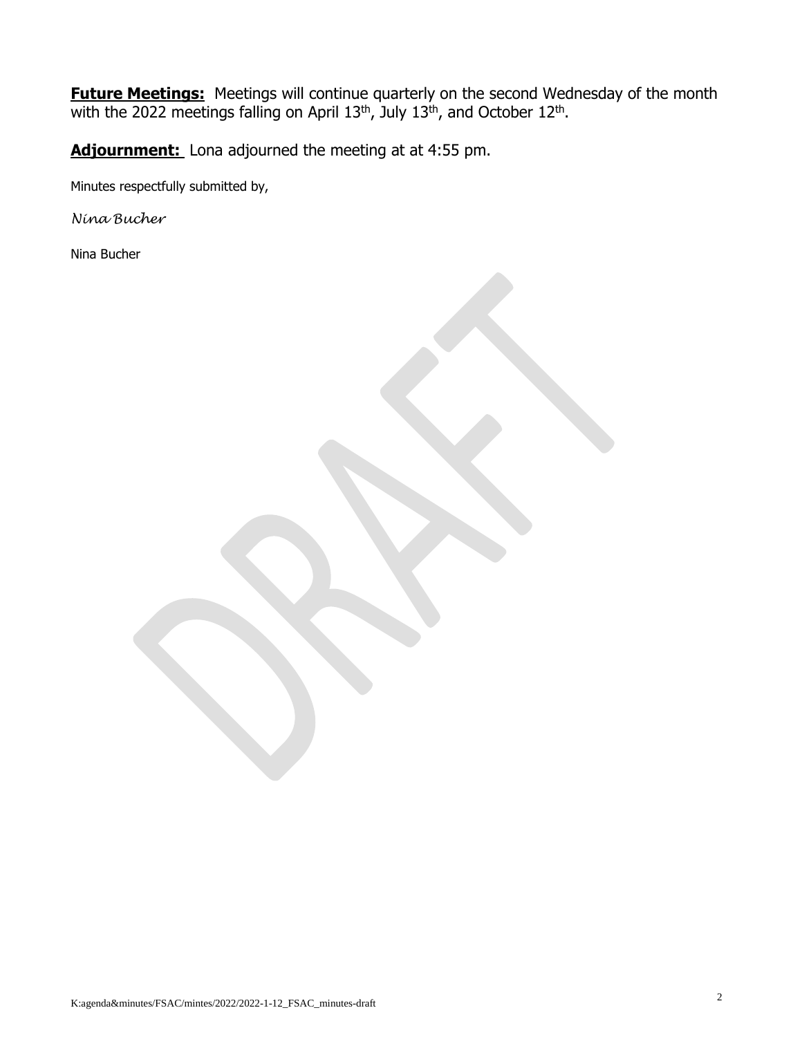**Future Meetings:** Meetings will continue quarterly on the second Wednesday of the month with the 2022 meetings falling on April 13th, July 13th, and October 12th.

**Adjournment:** Lona adjourned the meeting at at 4:55 pm.

Minutes respectfully submitted by,

*Nina Bucher*

Nina Bucher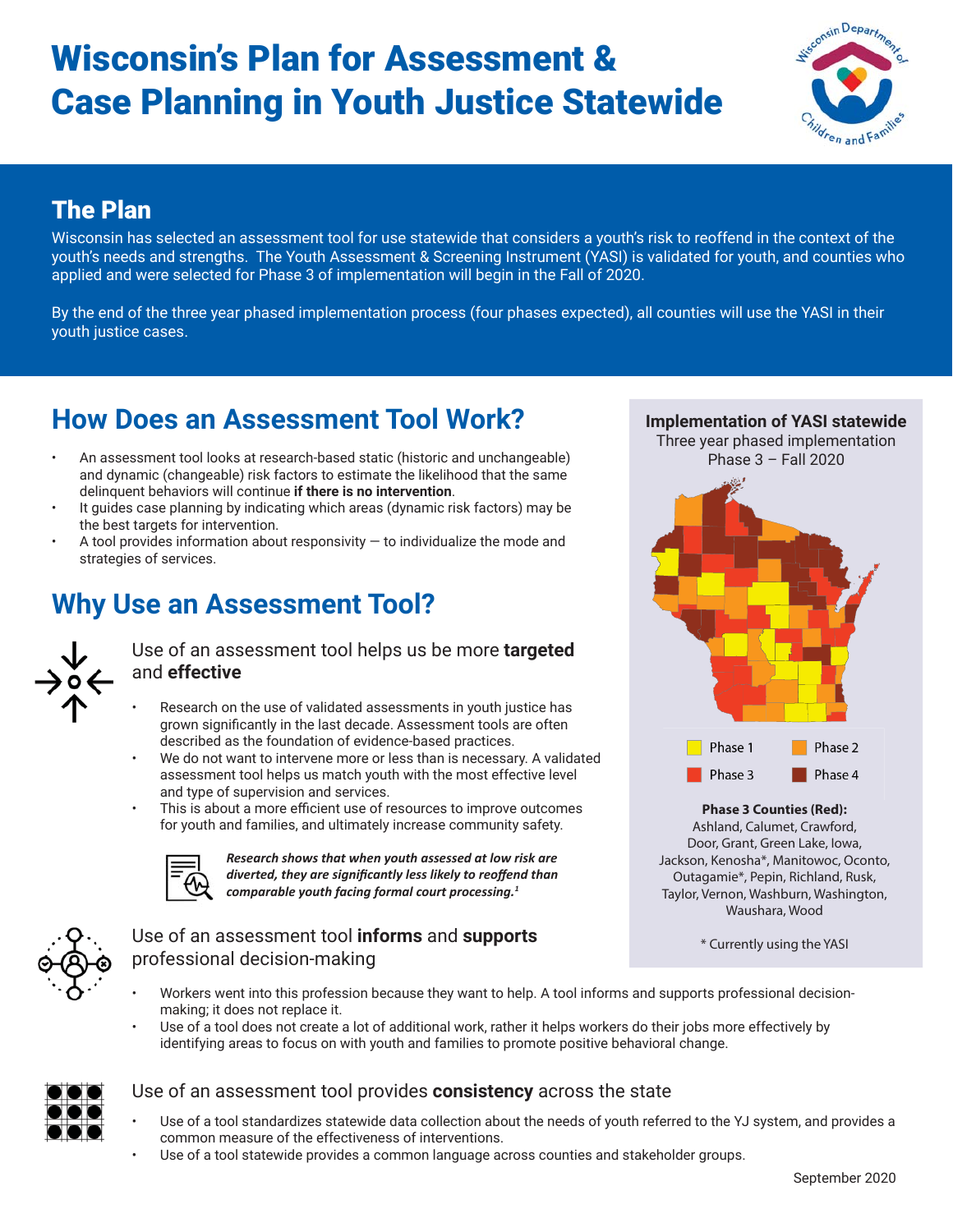# Wisconsin's Plan for Assessment & Case Planning in Youth Justice Statewide

## The Plan

Wisconsin has selected an assessment tool for use statewide that considers a youth's risk to reoffend in the context of the youth's needs and strengths. The Youth Assessment & Screening Instrument (YASI) is validated for youth, and counties who applied and were selected for Phase 3 of implementation will begin in the Fall of 2020.

By the end of the three year phased implementation process (four phases expected), all counties will use the YASI in their youth justice cases.

## How Does an Assessment Tool Work?

- An assessment tool looks at research-based static (historic and unchangeable) and dynamic (changeable) risk factors to estimate the likelihood that the same delinquent behaviors will continue **if there is no intervention**.
- It guides case planning by indicating which areas (dynamic risk factors) may be the best targets for intervention.
- A tool provides information about responsivity — to individualize the mode and strategies of services.

## Why Use an Assessment Tool?

### Use of an assessment tool helps us be more **targeted** and **effective**

- Research on the use of validated assessments in youth justice has grown significantly in the last decade. Assessment tools are often described as the foundation of evidence-based practices.
- We do not want to intervene more or less than is necessary. A validated assessment tool helps us match youth with the most effective level and type of supervision and services.
- This is about a more efficient use of resources to improve outcomes for youth and families, and ultimately increase community safety.

***Research shows that when youth assessed at low risk are diverted, they are significantly less likely to reoffend than comparable youth facing formal court processing.[1]***

### Use of an assessment tool **informs** and **supports** professional decision-making

- Workers went into this profession because they want to help. A tool informs and supports professional decision-making; it does not replace it.
- Use of a tool does not create a lot of additional work, rather it helps workers do their jobs more effectively by identifying areas to focus on with youth and families to promote positive behavioral change.

### Use of an assessment tool provides **consistency** across the state

- Use of a tool standardizes statewide data collection about the needs of youth referred to the YJ system, and provides a common measure of the effectiveness of interventions.
- Use of a tool statewide provides a common language across counties and stakeholder groups.

**Implementation of YASI statewide**
Three year phased implementation
Phase 3 – Fall 2020

Phase 1 | Phase 2 | Phase 3 | Phase 4

**Phase 3 Counties (Red):**
Ashland, Calumet, Crawford, Door, Grant, Green Lake, Iowa, Jackson, Kenosha*, Manitowoc, Oconto, Outagamie*, Pepin, Richland, Rusk, Taylor, Vernon, Washburn, Washington, Waushara, Wood

\* Currently using the YASI

September 2020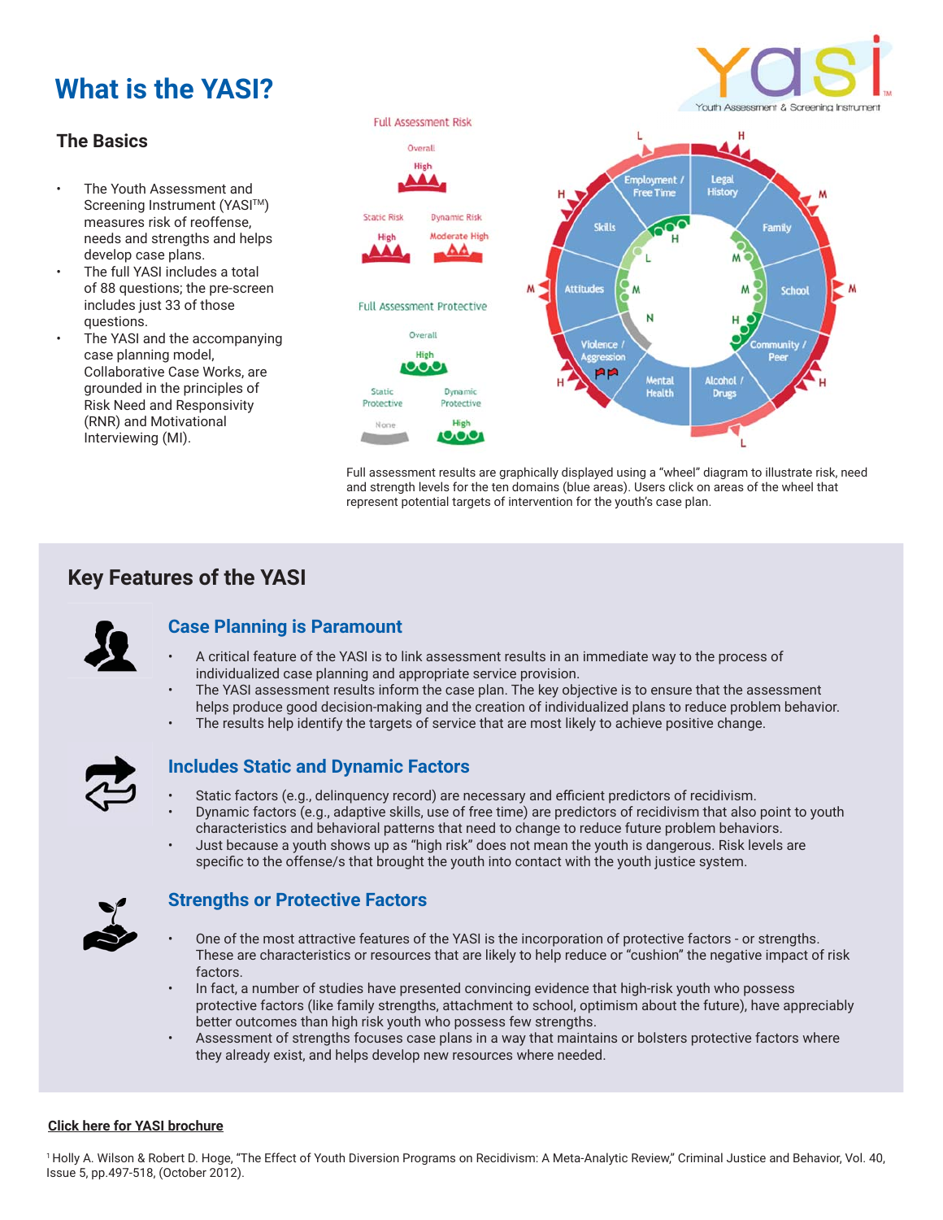# What is the YASI?

## The Basics

- The Youth Assessment and Screening Instrument (YASI™) measures risk of reoffense, needs and strengths and helps develop case plans.
- The full YASI includes a total of 88 questions; the pre-screen includes just 33 of those questions.
- The YASI and the accompanying case planning model, Collaborative Case Works, are grounded in the principles of Risk Need and Responsivity (RNR) and Motivational Interviewing (MI).

Full Assessment Risk

Overall
High

Static Risk
High

Dynamic Risk
Moderate High

Full Assessment Protective

Overall
High

Static Protective
None

Dynamic Protective
High

Employment / Free Time
Legal History
Family
School
Community / Peer
Alcohol / Drugs
Mental Health
Violence / Aggression
Attitudes
Skills

Full assessment results are graphically displayed using a "wheel" diagram to illustrate risk, need and strength levels for the ten domains (blue areas). Users click on areas of the wheel that represent potential targets of intervention for the youth's case plan.

## Key Features of the YASI

### Case Planning is Paramount

- A critical feature of the YASI is to link assessment results in an immediate way to the process of individualized case planning and appropriate service provision.
- The YASI assessment results inform the case plan. The key objective is to ensure that the assessment helps produce good decision-making and the creation of individualized plans to reduce problem behavior.
- The results help identify the targets of service that are most likely to achieve positive change.

### Includes Static and Dynamic Factors

- Static factors (e.g., delinquency record) are necessary and efficient predictors of recidivism.
- Dynamic factors (e.g., adaptive skills, use of free time) are predictors of recidivism that also point to youth characteristics and behavioral patterns that need to change to reduce future problem behaviors.
- Just because a youth shows up as "high risk" does not mean the youth is dangerous. Risk levels are specific to the offense/s that brought the youth into contact with the youth justice system.

### Strengths or Protective Factors

- One of the most attractive features of the YASI is the incorporation of protective factors - or strengths. These are characteristics or resources that are likely to help reduce or "cushion" the negative impact of risk factors.
- In fact, a number of studies have presented convincing evidence that high-risk youth who possess protective factors (like family strengths, attachment to school, optimism about the future), have appreciably better outcomes than high risk youth who possess few strengths.
- Assessment of strengths focuses case plans in a way that maintains or bolsters protective factors where they already exist, and helps develop new resources where needed.

**Click here for YASI brochure**

[1] Holly A. Wilson & Robert D. Hoge, "The Effect of Youth Diversion Programs on Recidivism: A Meta-Analytic Review," Criminal Justice and Behavior, Vol. 40, Issue 5, pp.497-518, (October 2012).